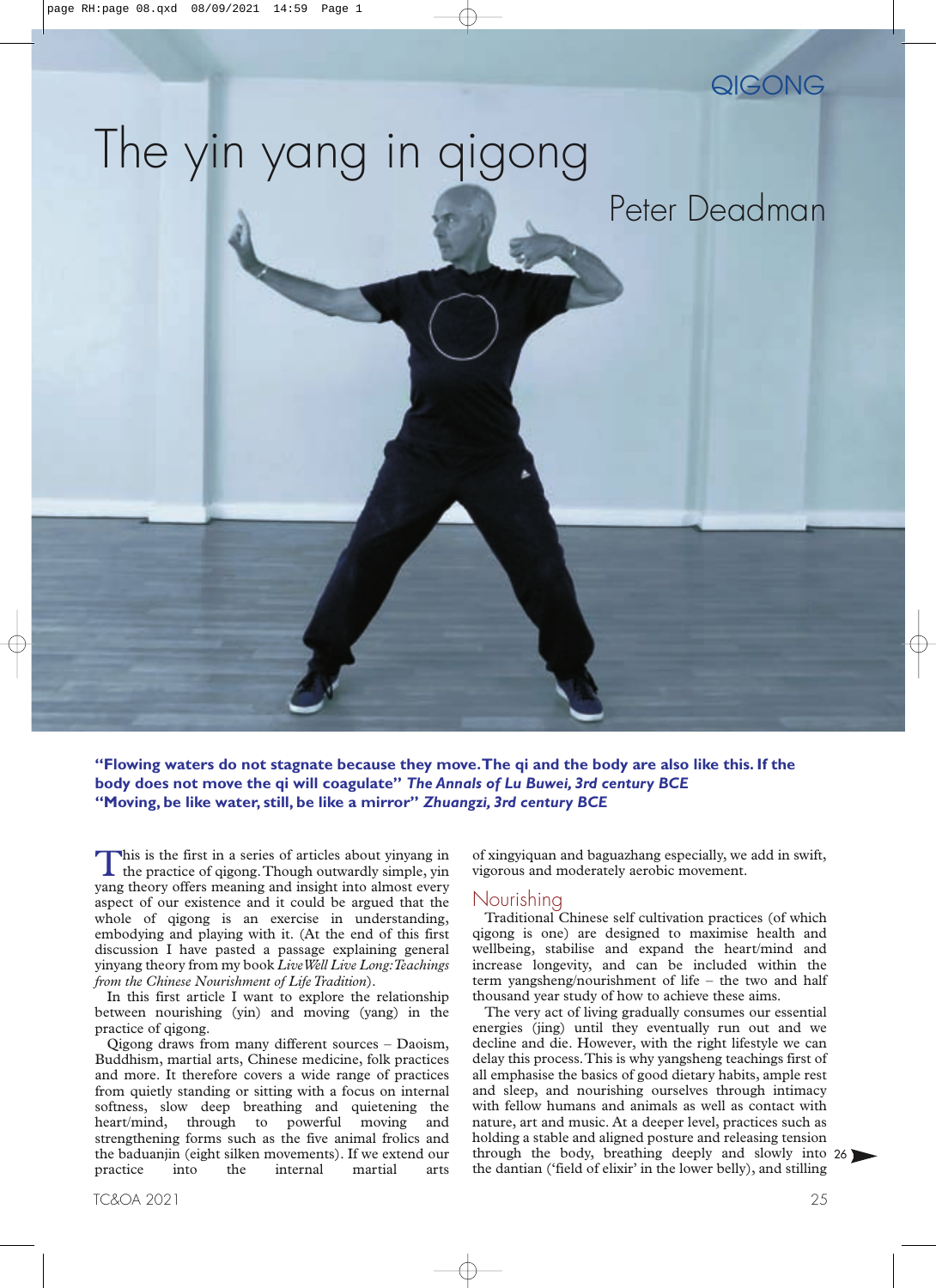QIGONG

# The yin yang in qigong

Peter Deadman

**"Flowing waters do not stagnate because they move. The qi and the body are also like this. If the body does not move the qi will coagulate"** ***The Annals of Lu Buwei, 3rd century BCE***
**"Moving, be like water, still, be like a mirror"** ***Zhuangzi, 3rd century BCE***

This is the first in a series of articles about yinyang in the practice of qigong. Though outwardly simple, yin yang theory offers meaning and insight into almost every aspect of our existence and it could be argued that the whole of qigong is an exercise in understanding, embodying and playing with it. (At the end of this first discussion I have pasted a passage explaining general yinyang theory from my book *Live Well Live Long: Teachings from the Chinese Nourishment of Life Tradition*).

In this first article I want to explore the relationship between nourishing (yin) and moving (yang) in the practice of qigong.

Qigong draws from many different sources – Daoism, Buddhism, martial arts, Chinese medicine, folk practices and more. It therefore covers a wide range of practices from quietly standing or sitting with a focus on internal softness, slow deep breathing and quietening the heart/mind, through to powerful moving and strengthening forms such as the five animal frolics and the baduanjin (eight silken movements). If we extend our practice into the internal martial arts of xingyiquan and baguazhang especially, we add in swift, vigorous and moderately aerobic movement.

## Nourishing

Traditional Chinese self cultivation practices (of which qigong is one) are designed to maximise health and wellbeing, stabilise and expand the heart/mind and increase longevity, and can be included within the term yangsheng/nourishment of life – the two and half thousand year study of how to achieve these aims.

The very act of living gradually consumes our essential energies (jing) until they eventually run out and we decline and die. However, with the right lifestyle we can delay this process. This is why yangsheng teachings first of all emphasise the basics of good dietary habits, ample rest and sleep, and nourishing ourselves through intimacy with fellow humans and animals as well as contact with nature, art and music. At a deeper level, practices such as holding a stable and aligned posture and releasing tension through the body, breathing deeply and slowly into the dantian ('field of elixir' in the lower belly), and stilling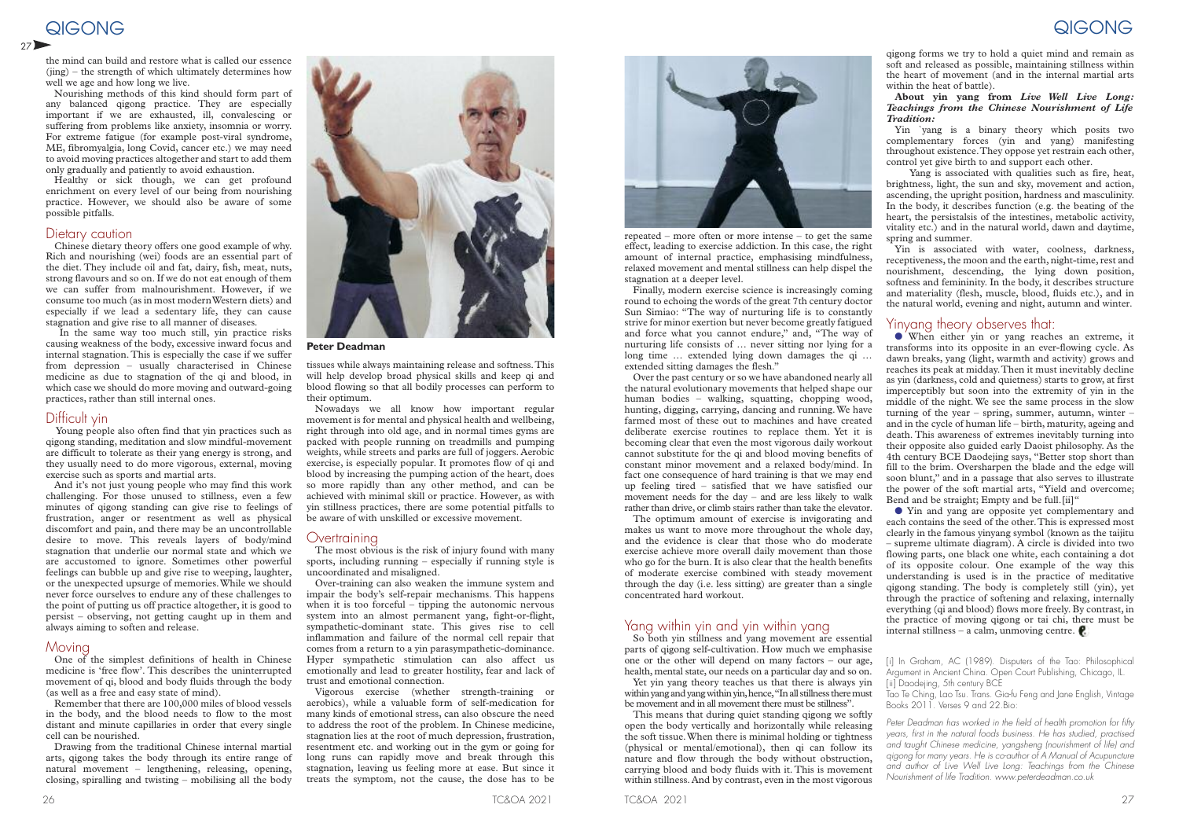the mind can build and restore what is called our essence (jing) – the strength of which ultimately determines how well we age and how long we live.

Nourishing methods of this kind should form part of any balanced qigong practice. They are especially important if we are exhausted, ill, convalescing or suffering from problems like anxiety, insomnia or worry. For extreme fatigue (for example post-viral syndrome, ME, fibromyalgia, long Covid, cancer etc.) we may need to avoid moving practices altogether and start to add them only gradually and patiently to avoid exhaustion.

Healthy or sick though, we can get profound enrichment on every level of our being from nourishing practice. However, we should also be aware of some possible pitfalls.

## Dietary caution

Chinese dietary theory offers one good example of why. Rich and nourishing (wei) foods are an essential part of the diet. They include oil and fat, dairy, fish, meat, nuts, strong flavours and so on. If we do not eat enough of them we can suffer from malnourishment. However, if we consume too much (as in most modern Western diets) and especially if we lead a sedentary life, they can cause stagnation and give rise to all manner of diseases.

In the same way too much still, yin practice risks causing weakness of the body, excessive inward focus and internal stagnation. This is especially the case if we suffer from depression – usually characterised in Chinese medicine as due to stagnation of the qi and blood, in which case we should do more moving and outward-going practices, rather than still internal ones.

## Difficult yin

Young people also often find that yin practices such as qigong standing, meditation and slow mindful-movement are difficult to tolerate as their yang energy is strong, and they usually need to do more vigorous, external, moving exercise such as sports and martial arts.

And it's not just young people who may find this work challenging. For those unused to stillness, even a few minutes of qigong standing can give rise to feelings of frustration, anger or resentment as well as physical discomfort and pain, and there may be an uncontrollable desire to move. This reveals layers of body/mind stagnation that underlie our normal state and which we are accustomed to ignore. Sometimes other powerful feelings can bubble up and give rise to weeping, laughter, or the unexpected upsurge of memories. While we should never force ourselves to endure any of these challenges to the point of putting us off practice altogether, it is good to persist – observing, not getting caught up in them and always aiming to soften and release.

## Moving

One of the simplest definitions of health in Chinese medicine is 'free flow'. This describes the uninterrupted movement of qi, blood and body fluids through the body (as well as a free and easy state of mind).

Remember that there are 100,000 miles of blood vessels in the body, and the blood needs to flow to the most distant and minute capillaries in order that every single cell can be nourished.

Drawing from the traditional Chinese internal martial arts, qigong takes the body through its entire range of natural movement – lengthening, releasing, opening, closing, spiralling and twisting – mobilising all the body tissues while always maintaining release and softness. This will help develop broad physical skills and keep qi and blood flowing so that all bodily processes can perform to their optimum.

**Peter Deadman**

Nowadays we all know how important regular movement is for mental and physical health and wellbeing, right through into old age, and in normal times gyms are packed with people running on treadmills and pumping weights, while streets and parks are full of joggers. Aerobic exercise, is especially popular. It promotes flow of qi and blood by increasing the pumping action of the heart, does so more rapidly than any other method, and can be achieved with minimal skill or practice. However, as with yin stillness practices, there are some potential pitfalls to be aware of with unskilled or excessive movement.

## Overtraining

The most obvious is the risk of injury found with many sports, including running – especially if running style is uncoordinated and misaligned.

Over-training can also weaken the immune system and impair the body's self-repair mechanisms. This happens when it is too forceful – tipping the autonomic nervous system into an almost permanent yang, fight-or-flight, sympathetic-dominant state. This gives rise to cell inflammation and failure of the normal cell repair that comes from a return to a yin parasympathetic-dominance. Hyper sympathetic stimulation can also affect us emotionally and lead to greater hostility, fear and lack of trust and emotional connection.

Vigorous exercise (whether strength-training or aerobics), while a valuable form of self-medication for many kinds of emotional stress, can also obscure the need to address the root of the problem. In Chinese medicine, stagnation lies at the root of much depression, frustration, resentment etc. and working out in the gym or going for long runs can rapidly move and break through this stagnation, leaving us feeling more at ease. But since it treats the symptom, not the cause, the dose has to be repeated – more often or more intense – to get the same effect, leading to exercise addiction. In this case, the right amount of internal practice, emphasising mindfulness, relaxed movement and mental stillness can help dispel the stagnation at a deeper level.

Finally, modern exercise science is increasingly coming round to echoing the words of the great 7th century doctor Sun Simiao: "The way of nurturing life is to constantly strive for minor exertion but never become greatly fatigued and force what you cannot endure," and, "The way of nurturing life consists of … never sitting nor lying for a long time … extended lying down damages the qi … extended sitting damages the flesh."

Over the past century or so we have abandoned nearly all the natural evolutionary movements that helped shape our human bodies – walking, squatting, chopping wood, hunting, digging, carrying, dancing and running. We have farmed most of these out to machines and have created deliberate exercise routines to replace them. Yet it is becoming clear that even the most vigorous daily workout cannot substitute for the qi and blood moving benefits of constant minor movement and a relaxed body/mind. In fact one consequence of hard training is that we may end up feeling tired – satisfied that we have satisfied our movement needs for the day – and are less likely to walk rather than drive, or climb stairs rather than take the elevator.

The optimum amount of exercise is invigorating and makes us want to move more throughout the whole day, and the evidence is clear that those who do moderate exercise achieve more overall daily movement than those who go for the burn. It is also clear that the health benefits of moderate exercise combined with steady movement through the day (i.e. less sitting) are greater than a single concentrated hard workout.

## Yang within yin and yin within yang

So both yin stillness and yang movement are essential parts of qigong self-cultivation. How much we emphasise one or the other will depend on many factors – our age, health, mental state, our needs on a particular day and so on.

Yet yin yang theory teaches us that there is always yin within yang and yang within yin, hence, "In all stillness there must be movement and in all movement there must be stillness".

This means that during quiet standing qigong we softly open the body vertically and horizontally while releasing the soft tissue. When there is minimal holding or tightness (physical or mental/emotional), then qi can follow its nature and flow through the body without obstruction, carrying blood and body fluids with it. This is movement within stillness. And by contrast, even in the most vigorous qigong forms we try to hold a quiet mind and remain as soft and released as possible, maintaining stillness within the heart of movement (and in the internal martial arts within the heat of battle).

**About yin yang from *Live Well Live Long: Teachings from the Chinese Nourishment of Life Tradition:***

Yin `yang is a binary theory which posits two complementary forces (yin and yang) manifesting throughout existence. They oppose yet restrain each other, control yet give birth to and support each other.

Yang is associated with qualities such as fire, heat, brightness, light, the sun and sky, movement and action, ascending, the upright position, hardness and masculinity. In the body, it describes function (e.g. the beating of the heart, the persistalsis of the intestines, metabolic activity, vitality etc.) and in the natural world, dawn and daytime, spring and summer.

Yin is associated with water, coolness, darkness, receptiveness, the moon and the earth, night-time, rest and nourishment, descending, the lying down position, softness and femininity. In the body, it describes structure and materiality (flesh, muscle, blood, fluids etc.), and in the natural world, evening and night, autumn and winter.

## Yinyang theory observes that:

- When either yin or yang reaches an extreme, it transforms into its opposite in an ever-flowing cycle. As dawn breaks, yang (light, warmth and activity) grows and reaches its peak at midday. Then it must inevitably decline as yin (darkness, cold and quietness) starts to grow, at first imperceptibly but soon into the extremity of yin in the middle of the night. We see the same process in the slow turning of the year – spring, summer, autumn, winter – and in the cycle of human life – birth, maturity, ageing and death. This awareness of extremes inevitably turning into their opposite also guided early Daoist philosophy. As the 4th century BCE Daodejing says, "Better stop short than fill to the brim. Oversharpen the blade and the edge will soon blunt," and in a passage that also serves to illustrate the power of the soft martial arts, "Yield and overcome; Bend and be straight; Empty and be full.[ii]"
- Yin and yang are opposite yet complementary and each contains the seed of the other. This is expressed most clearly in the famous yinyang symbol (known as the taijitu – supreme ultimate diagram). A circle is divided into two flowing parts, one black one white, each containing a dot of its opposite colour. One example of the way this understanding is used is in the practice of meditative qigong standing. The body is completely still (yin), yet through the practice of softening and relaxing, internally everything (qi and blood) flows more freely. By contrast, in the practice of moving qigong or tai chi, there must be internal stillness – a calm, unmoving centre.

[i] In Graham, AC (1989). Disputers of the Tao: Philosophical Argument in Ancient China. Open Court Publishing, Chicago, IL.
[ii] Daodejing, 5th century BCE
Tao Te Ching, Lao Tsu. Trans. Gia-fu Feng and Jane English, Vintage Books 2011. Verses 9 and 22.Bio:

*Peter Deadman has worked in the field of health promotion for fifty years, first in the natural foods business. He has studied, practised and taught Chinese medicine, yangsheng (nourishment of life) and qigong for many years. He is co-author of A Manual of Acupuncture and author of Live Well Live Long: Teachings from the Chinese Nourishment of life Tradition. www.peterdeadman.co.uk*